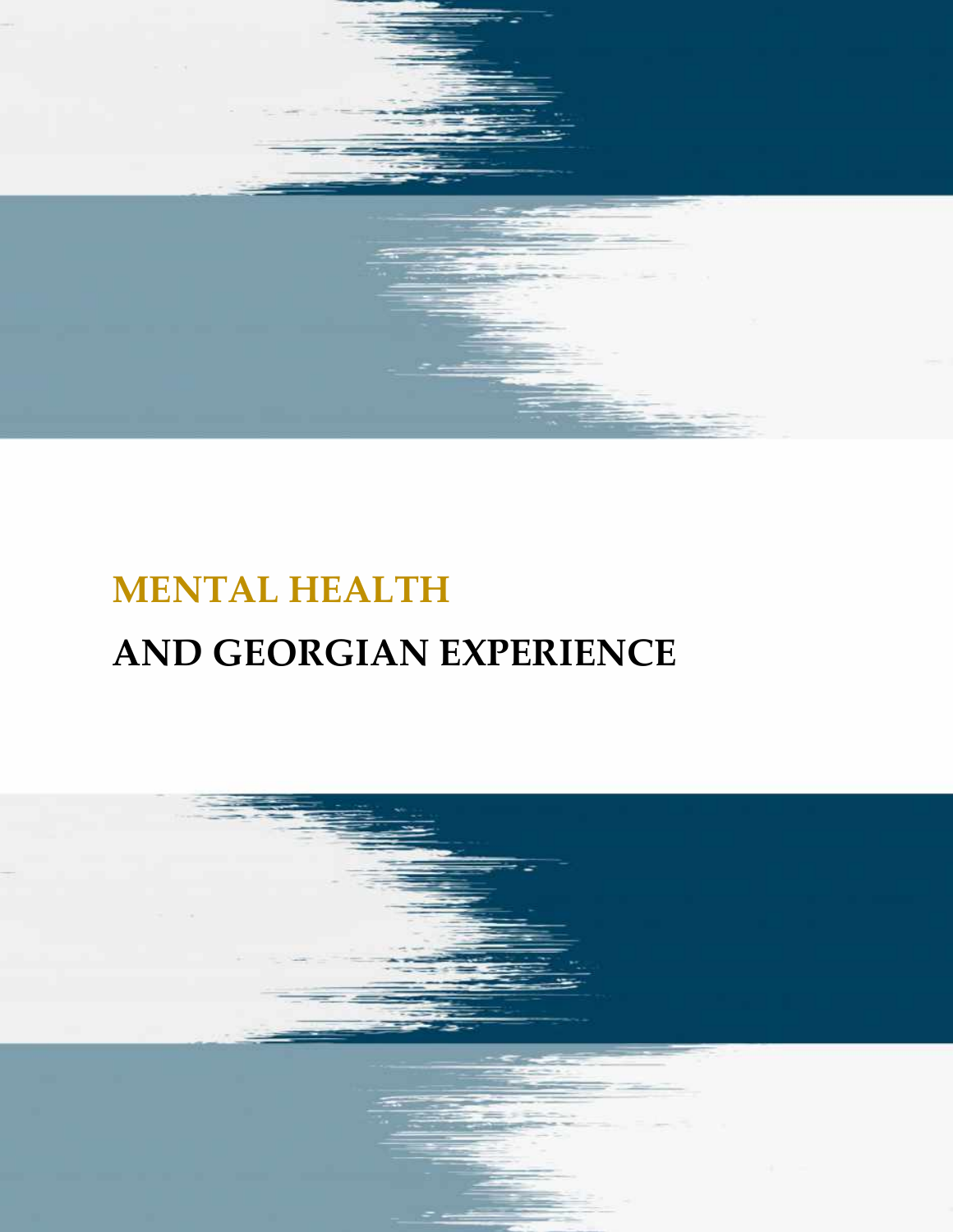# MENTAL HEALTH

# AND GEORGIAN EXPERIENCE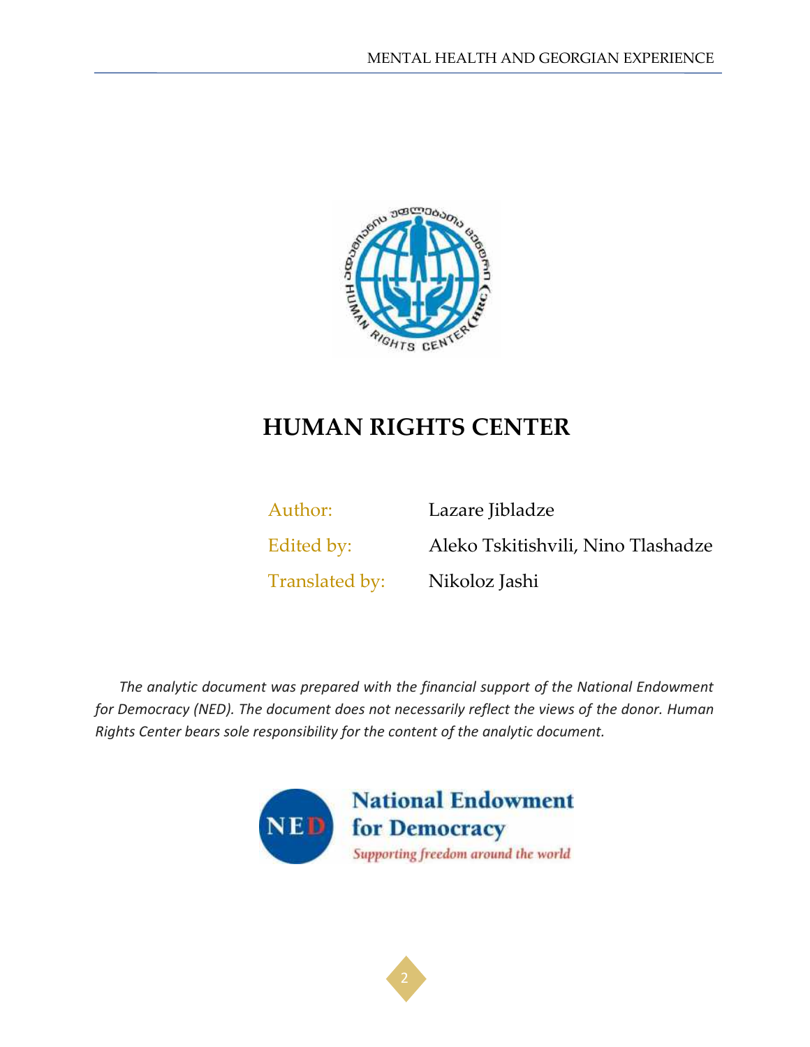# HUMAN RIGHTS CENTER

Author: Lazare Jibladze

Edited by: Aleko Tskitishvili, Nino Tlashadze

Translated by: Nikoloz Jashi

*The analytic document was prepared with the financial support of the National Endowment for Democracy (NED). The document does not necessarily reflect the views of the donor. Human Rights Center bears sole responsibility for the content of the analytic document.*

National Endowment for Democracy

*Supporting freedom around the world*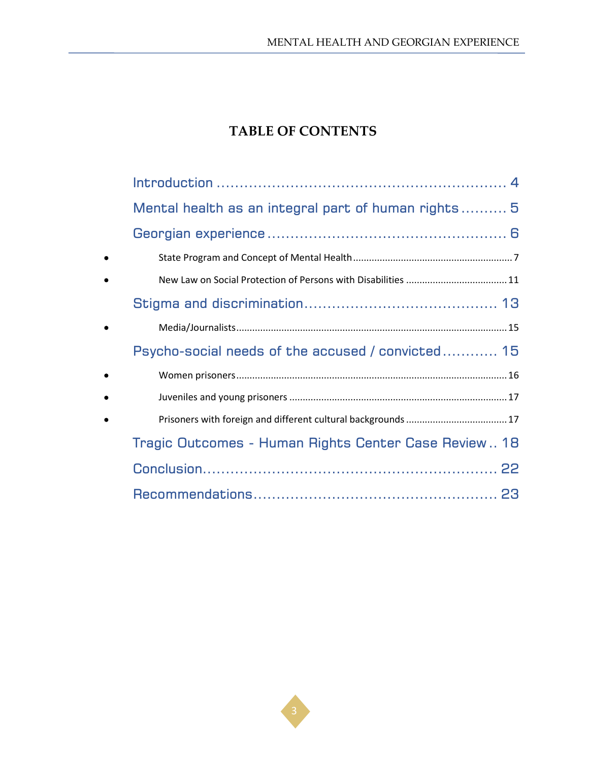# TABLE OF CONTENTS

Introduction ............................................................. 4

Mental health as an integral part of human rights .......... 5

Georgian experience .................................................. 6

- State Program and Concept of Mental Health .......................................................... 7
- New Law on Social Protection of Persons with Disabilities ..................................... 11

Stigma and discrimination ......................................... 13

- Media/Journalists ....................................................................................................... 15

Psycho-social needs of the accused / convicted ........... 15

- Women prisoners ....................................................................................................... 16
- Juveniles and young prisoners ................................................................................. 17
- Prisoners with foreign and different cultural backgrounds ..................................... 17

Tragic Outcomes - Human Rights Center Case Review .. 18

Conclusion ............................................................. 22

Recommendations .................................................. 23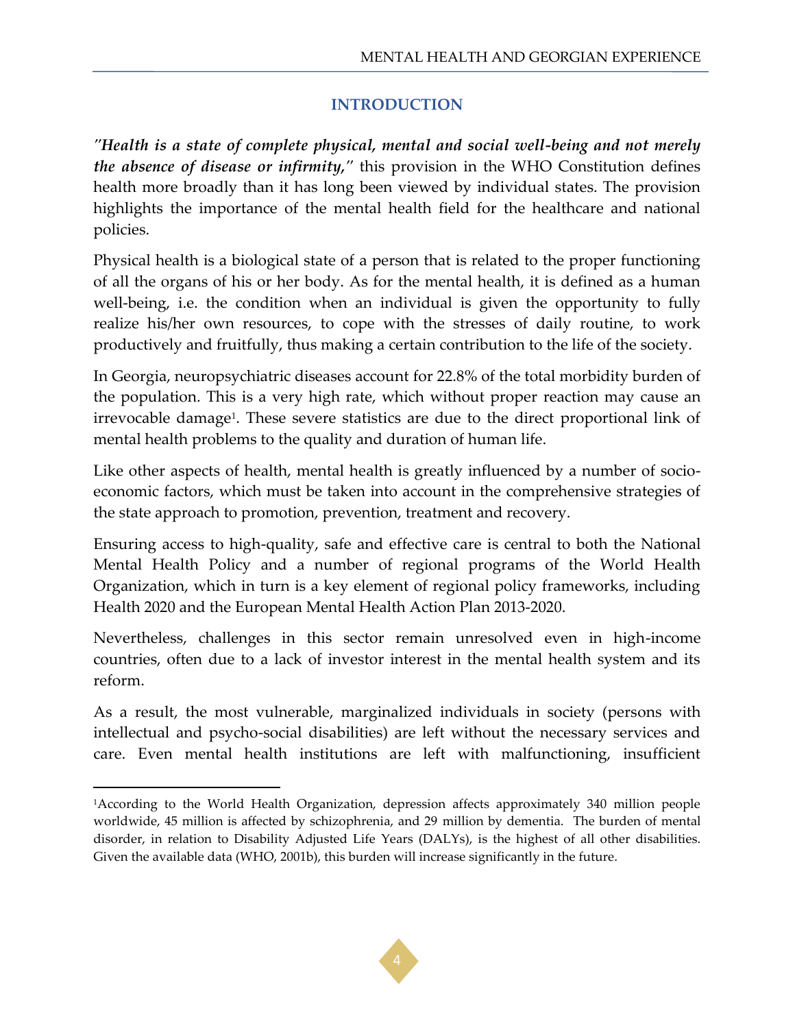## INTRODUCTION

*"Health is a state of complete physical, mental and social well-being and not merely the absence of disease or infirmity,"* this provision in the WHO Constitution defines health more broadly than it has long been viewed by individual states. The provision highlights the importance of the mental health field for the healthcare and national policies.

Physical health is a biological state of a person that is related to the proper functioning of all the organs of his or her body. As for the mental health, it is defined as a human well-being, i.e. the condition when an individual is given the opportunity to fully realize his/her own resources, to cope with the stresses of daily routine, to work productively and fruitfully, thus making a certain contribution to the life of the society.

In Georgia, neuropsychiatric diseases account for 22.8% of the total morbidity burden of the population. This is a very high rate, which without proper reaction may cause an irrevocable damage[1]. These severe statistics are due to the direct proportional link of mental health problems to the quality and duration of human life.

Like other aspects of health, mental health is greatly influenced by a number of socio-economic factors, which must be taken into account in the comprehensive strategies of the state approach to promotion, prevention, treatment and recovery.

Ensuring access to high-quality, safe and effective care is central to both the National Mental Health Policy and a number of regional programs of the World Health Organization, which in turn is a key element of regional policy frameworks, including Health 2020 and the European Mental Health Action Plan 2013-2020.

Nevertheless, challenges in this sector remain unresolved even in high-income countries, often due to a lack of investor interest in the mental health system and its reform.

As a result, the most vulnerable, marginalized individuals in society (persons with intellectual and psycho-social disabilities) are left without the necessary services and care. Even mental health institutions are left with malfunctioning, insufficient

---

[1]According to the World Health Organization, depression affects approximately 340 million people worldwide, 45 million is affected by schizophrenia, and 29 million by dementia. The burden of mental disorder, in relation to Disability Adjusted Life Years (DALYs), is the highest of all other disabilities. Given the available data (WHO, 2001b), this burden will increase significantly in the future.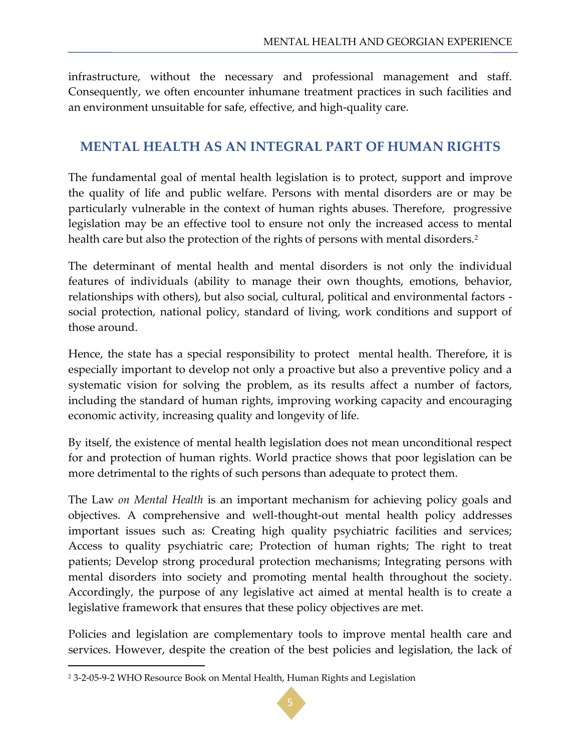infrastructure, without the necessary and professional management and staff. Consequently, we often encounter inhumane treatment practices in such facilities and an environment unsuitable for safe, effective, and high-quality care.

## MENTAL HEALTH AS AN INTEGRAL PART OF HUMAN RIGHTS

The fundamental goal of mental health legislation is to protect, support and improve the quality of life and public welfare. Persons with mental disorders are or may be particularly vulnerable in the context of human rights abuses. Therefore, progressive legislation may be an effective tool to ensure not only the increased access to mental health care but also the protection of the rights of persons with mental disorders.[2]

The determinant of mental health and mental disorders is not only the individual features of individuals (ability to manage their own thoughts, emotions, behavior, relationships with others), but also social, cultural, political and environmental factors - social protection, national policy, standard of living, work conditions and support of those around.

Hence, the state has a special responsibility to protect mental health. Therefore, it is especially important to develop not only a proactive but also a preventive policy and a systematic vision for solving the problem, as its results affect a number of factors, including the standard of human rights, improving working capacity and encouraging economic activity, increasing quality and longevity of life.

By itself, the existence of mental health legislation does not mean unconditional respect for and protection of human rights. World practice shows that poor legislation can be more detrimental to the rights of such persons than adequate to protect them.

The Law *on Mental Health* is an important mechanism for achieving policy goals and objectives. A comprehensive and well-thought-out mental health policy addresses important issues such as: Creating high quality psychiatric facilities and services; Access to quality psychiatric care; Protection of human rights; The right to treat patients; Develop strong procedural protection mechanisms; Integrating persons with mental disorders into society and promoting mental health throughout the society. Accordingly, the purpose of any legislative act aimed at mental health is to create a legislative framework that ensures that these policy objectives are met.

Policies and legislation are complementary tools to improve mental health care and services. However, despite the creation of the best policies and legislation, the lack of

---

[2] 3-2-05-9-2 WHO Resource Book on Mental Health, Human Rights and Legislation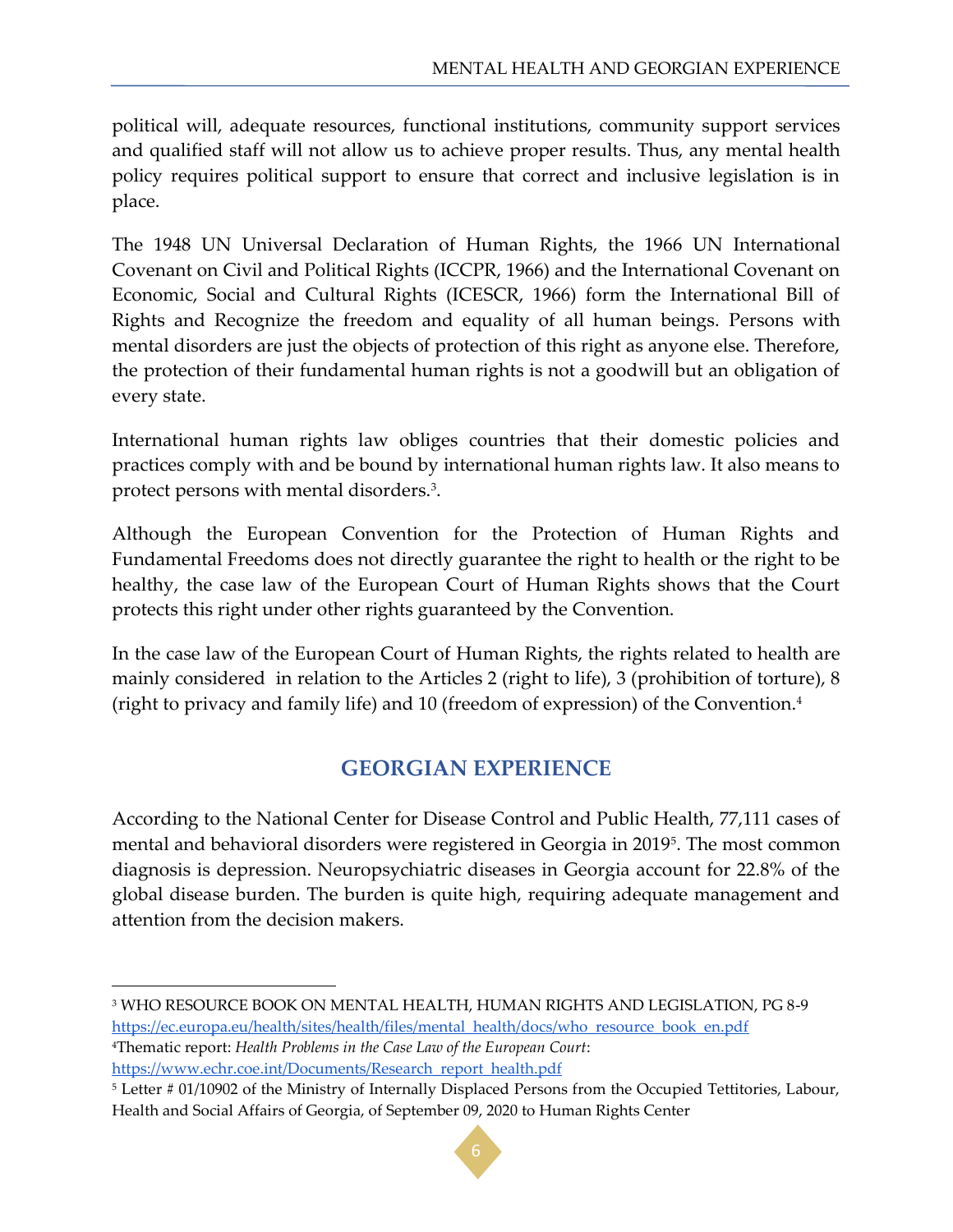political will, adequate resources, functional institutions, community support services and qualified staff will not allow us to achieve proper results. Thus, any mental health policy requires political support to ensure that correct and inclusive legislation is in place.

The 1948 UN Universal Declaration of Human Rights, the 1966 UN International Covenant on Civil and Political Rights (ICCPR, 1966) and the International Covenant on Economic, Social and Cultural Rights (ICESCR, 1966) form the International Bill of Rights and Recognize the freedom and equality of all human beings. Persons with mental disorders are just the objects of protection of this right as anyone else. Therefore, the protection of their fundamental human rights is not a goodwill but an obligation of every state.

International human rights law obliges countries that their domestic policies and practices comply with and be bound by international human rights law. It also means to protect persons with mental disorders.[3].

Although the European Convention for the Protection of Human Rights and Fundamental Freedoms does not directly guarantee the right to health or the right to be healthy, the case law of the European Court of Human Rights shows that the Court protects this right under other rights guaranteed by the Convention.

In the case law of the European Court of Human Rights, the rights related to health are mainly considered in relation to the Articles 2 (right to life), 3 (prohibition of torture), 8 (right to privacy and family life) and 10 (freedom of expression) of the Convention.[4]

## GEORGIAN EXPERIENCE

According to the National Center for Disease Control and Public Health, 77,111 cases of mental and behavioral disorders were registered in Georgia in 2019[5]. The most common diagnosis is depression. Neuropsychiatric diseases in Georgia account for 22.8% of the global disease burden. The burden is quite high, requiring adequate management and attention from the decision makers.

---

[3] WHO RESOURCE BOOK ON MENTAL HEALTH, HUMAN RIGHTS AND LEGISLATION, PG 8-9 https://ec.europa.eu/health/sites/health/files/mental_health/docs/who_resource_book_en.pdf

[4]Thematic report: *Health Problems in the Case Law of the European Court*: https://www.echr.coe.int/Documents/Research_report_health.pdf

[5] Letter # 01/10902 of the Ministry of Internally Displaced Persons from the Occupied Tettitories, Labour, Health and Social Affairs of Georgia, of September 09, 2020 to Human Rights Center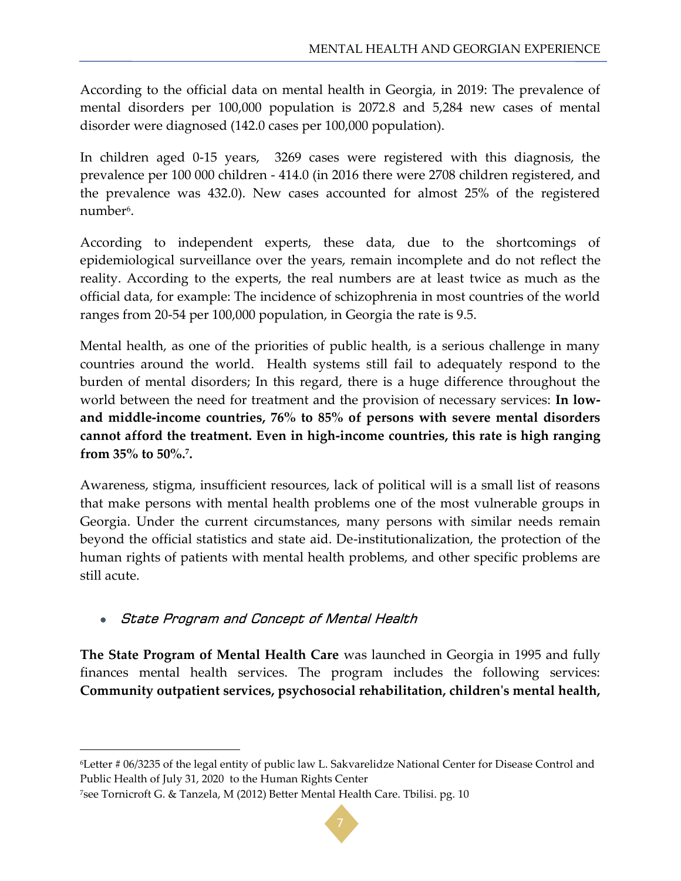According to the official data on mental health in Georgia, in 2019: The prevalence of mental disorders per 100,000 population is 2072.8 and 5,284 new cases of mental disorder were diagnosed (142.0 cases per 100,000 population).

In children aged 0-15 years, 3269 cases were registered with this diagnosis, the prevalence per 100 000 children - 414.0 (in 2016 there were 2708 children registered, and the prevalence was 432.0). New cases accounted for almost 25% of the registered number[6].

According to independent experts, these data, due to the shortcomings of epidemiological surveillance over the years, remain incomplete and do not reflect the reality. According to the experts, the real numbers are at least twice as much as the official data, for example: The incidence of schizophrenia in most countries of the world ranges from 20-54 per 100,000 population, in Georgia the rate is 9.5.

Mental health, as one of the priorities of public health, is a serious challenge in many countries around the world. Health systems still fail to adequately respond to the burden of mental disorders; In this regard, there is a huge difference throughout the world between the need for treatment and the provision of necessary services: **In low- and middle-income countries, 76% to 85% of persons with severe mental disorders cannot afford the treatment. Even in high-income countries, this rate is high ranging from 35% to 50%.[7].**

Awareness, stigma, insufficient resources, lack of political will is a small list of reasons that make persons with mental health problems one of the most vulnerable groups in Georgia. Under the current circumstances, many persons with similar needs remain beyond the official statistics and state aid. De-institutionalization, the protection of the human rights of patients with mental health problems, and other specific problems are still acute.

- *State Program and Concept of Mental Health*

**The State Program of Mental Health Care** was launched in Georgia in 1995 and fully finances mental health services. The program includes the following services: **Community outpatient services, psychosocial rehabilitation, children's mental health,**

---

[6]Letter # 06/3235 of the legal entity of public law L. Sakvarelidze National Center for Disease Control and Public Health of July 31, 2020 to the Human Rights Center

[7]see Tornicroft G. & Tanzela, M (2012) Better Mental Health Care. Tbilisi. pg. 10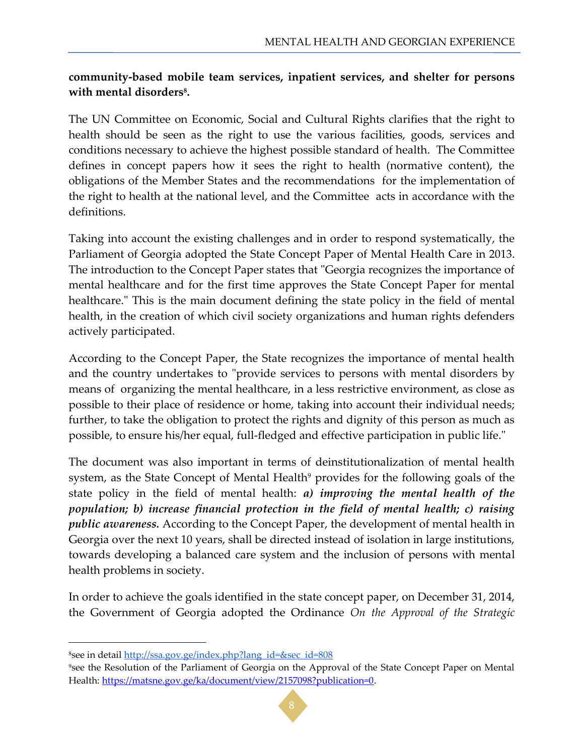**community-based mobile team services, inpatient services, and shelter for persons with mental disorders[8].**

The UN Committee on Economic, Social and Cultural Rights clarifies that the right to health should be seen as the right to use the various facilities, goods, services and conditions necessary to achieve the highest possible standard of health. The Committee defines in concept papers how it sees the right to health (normative content), the obligations of the Member States and the recommendations for the implementation of the right to health at the national level, and the Committee acts in accordance with the definitions.

Taking into account the existing challenges and in order to respond systematically, the Parliament of Georgia adopted the State Concept Paper of Mental Health Care in 2013. The introduction to the Concept Paper states that "Georgia recognizes the importance of mental healthcare and for the first time approves the State Concept Paper for mental healthcare." This is the main document defining the state policy in the field of mental health, in the creation of which civil society organizations and human rights defenders actively participated.

According to the Concept Paper, the State recognizes the importance of mental health and the country undertakes to "provide services to persons with mental disorders by means of organizing the mental healthcare, in a less restrictive environment, as close as possible to their place of residence or home, taking into account their individual needs; further, to take the obligation to protect the rights and dignity of this person as much as possible, to ensure his/her equal, full-fledged and effective participation in public life."

The document was also important in terms of deinstitutionalization of mental health system, as the State Concept of Mental Health[9] provides for the following goals of the state policy in the field of mental health: ***a) improving the mental health of the population; b) increase financial protection in the field of mental health; c) raising public awareness.*** According to the Concept Paper, the development of mental health in Georgia over the next 10 years, shall be directed instead of isolation in large institutions, towards developing a balanced care system and the inclusion of persons with mental health problems in society.

In order to achieve the goals identified in the state concept paper, on December 31, 2014, the Government of Georgia adopted the Ordinance *On the Approval of the Strategic*

---

[8] see in detail http://ssa.gov.ge/index.php?lang_id=&sec_id=808

[9] see the Resolution of the Parliament of Georgia on the Approval of the State Concept Paper on Mental Health: https://matsne.gov.ge/ka/document/view/2157098?publication=0.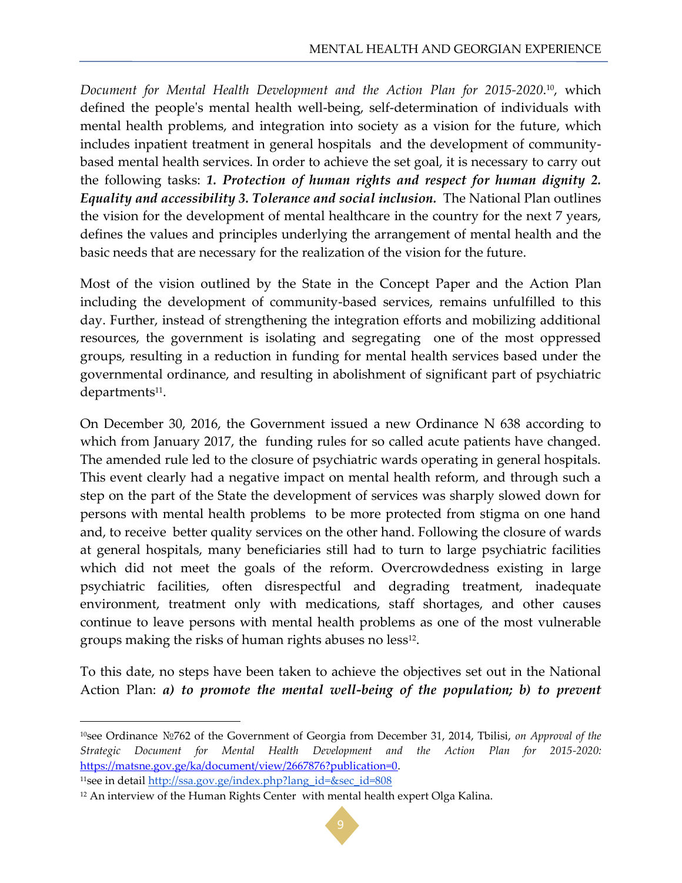*Document for Mental Health Development and the Action Plan for 2015-2020.*[10], which defined the people's mental health well-being, self-determination of individuals with mental health problems, and integration into society as a vision for the future, which includes inpatient treatment in general hospitals and the development of community-based mental health services. In order to achieve the set goal, it is necessary to carry out the following tasks: ***1. Protection of human rights and respect for human dignity 2. Equality and accessibility 3. Tolerance and social inclusion.*** The National Plan outlines the vision for the development of mental healthcare in the country for the next 7 years, defines the values and principles underlying the arrangement of mental health and the basic needs that are necessary for the realization of the vision for the future.

Most of the vision outlined by the State in the Concept Paper and the Action Plan including the development of community-based services, remains unfulfilled to this day. Further, instead of strengthening the integration efforts and mobilizing additional resources, the government is isolating and segregating one of the most oppressed groups, resulting in a reduction in funding for mental health services based under the governmental ordinance, and resulting in abolishment of significant part of psychiatric departments[11].

On December 30, 2016, the Government issued a new Ordinance N 638 according to which from January 2017, the funding rules for so called acute patients have changed. The amended rule led to the closure of psychiatric wards operating in general hospitals. This event clearly had a negative impact on mental health reform, and through such a step on the part of the State the development of services was sharply slowed down for persons with mental health problems to be more protected from stigma on one hand and, to receive better quality services on the other hand. Following the closure of wards at general hospitals, many beneficiaries still had to turn to large psychiatric facilities which did not meet the goals of the reform. Overcrowdedness existing in large psychiatric facilities, often disrespectful and degrading treatment, inadequate environment, treatment only with medications, staff shortages, and other causes continue to leave persons with mental health problems as one of the most vulnerable groups making the risks of human rights abuses no less[12].

To this date, no steps have been taken to achieve the objectives set out in the National Action Plan: ***a) to promote the mental well-being of the population; b) to prevent***

---

[10] see Ordinance №762 of the Government of Georgia from December 31, 2014, Tbilisi, *on Approval of the Strategic Document for Mental Health Development and the Action Plan for 2015-2020:* https://matsne.gov.ge/ka/document/view/2667876?publication=0.

[11] see in detail http://ssa.gov.ge/index.php?lang_id=&sec_id=808

[12] An interview of the Human Rights Center with mental health expert Olga Kalina.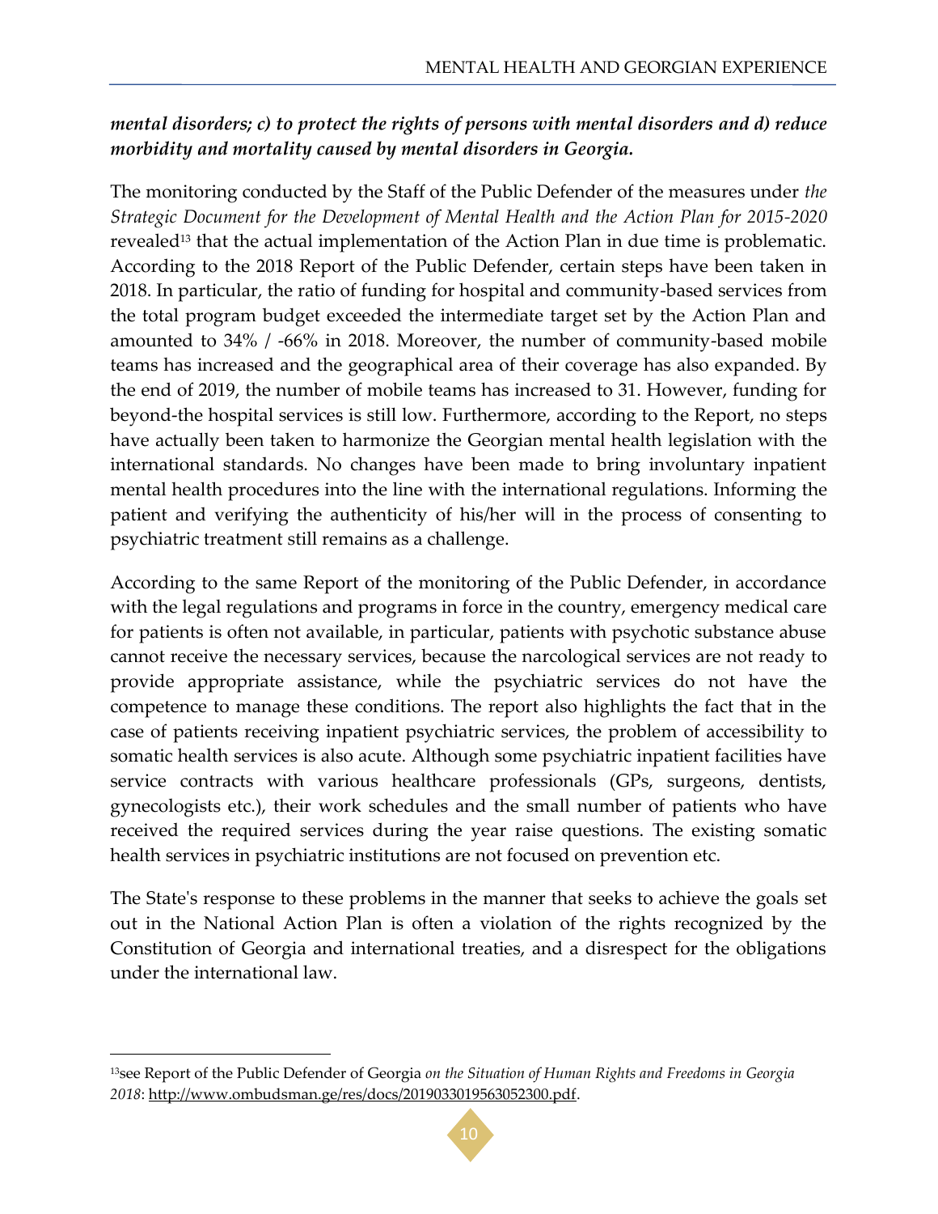***mental disorders; c) to protect the rights of persons with mental disorders and d) reduce morbidity and mortality caused by mental disorders in Georgia.***

The monitoring conducted by the Staff of the Public Defender of the measures under *the Strategic Document for the Development of Mental Health and the Action Plan for 2015-2020* revealed[13] that the actual implementation of the Action Plan in due time is problematic. According to the 2018 Report of the Public Defender, certain steps have been taken in 2018. In particular, the ratio of funding for hospital and community-based services from the total program budget exceeded the intermediate target set by the Action Plan and amounted to 34% / -66% in 2018. Moreover, the number of community-based mobile teams has increased and the geographical area of their coverage has also expanded. By the end of 2019, the number of mobile teams has increased to 31. However, funding for beyond-the hospital services is still low. Furthermore, according to the Report, no steps have actually been taken to harmonize the Georgian mental health legislation with the international standards. No changes have been made to bring involuntary inpatient mental health procedures into the line with the international regulations. Informing the patient and verifying the authenticity of his/her will in the process of consenting to psychiatric treatment still remains as a challenge.

According to the same Report of the monitoring of the Public Defender, in accordance with the legal regulations and programs in force in the country, emergency medical care for patients is often not available, in particular, patients with psychotic substance abuse cannot receive the necessary services, because the narcological services are not ready to provide appropriate assistance, while the psychiatric services do not have the competence to manage these conditions. The report also highlights the fact that in the case of patients receiving inpatient psychiatric services, the problem of accessibility to somatic health services is also acute. Although some psychiatric inpatient facilities have service contracts with various healthcare professionals (GPs, surgeons, dentists, gynecologists etc.), their work schedules and the small number of patients who have received the required services during the year raise questions. The existing somatic health services in psychiatric institutions are not focused on prevention etc.

The State's response to these problems in the manner that seeks to achieve the goals set out in the National Action Plan is often a violation of the rights recognized by the Constitution of Georgia and international treaties, and a disrespect for the obligations under the international law.

---

[13]see Report of the Public Defender of Georgia *on the Situation of Human Rights and Freedoms in Georgia 2018*: http://www.ombudsman.ge/res/docs/2019033019563052300.pdf.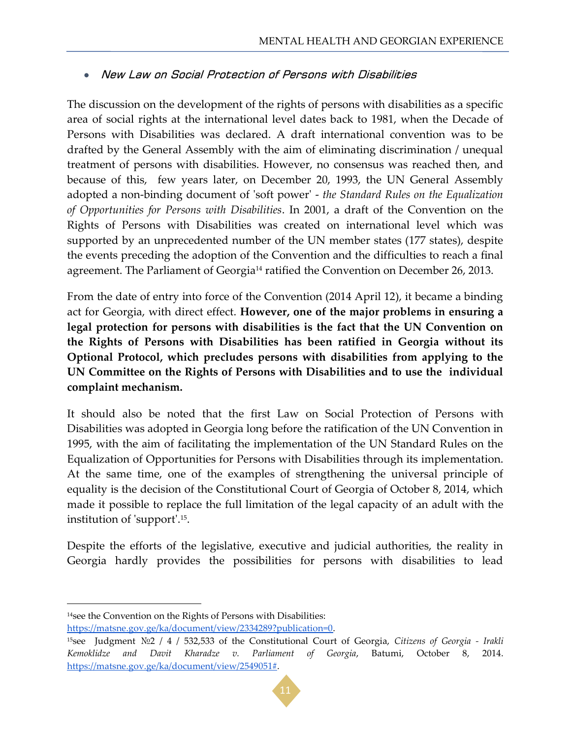- *New Law on Social Protection of Persons with Disabilities*

The discussion on the development of the rights of persons with disabilities as a specific area of social rights at the international level dates back to 1981, when the Decade of Persons with Disabilities was declared. A draft international convention was to be drafted by the General Assembly with the aim of eliminating discrimination / unequal treatment of persons with disabilities. However, no consensus was reached then, and because of this, few years later, on December 20, 1993, the UN General Assembly adopted a non-binding document of 'soft power' - *the Standard Rules on the Equalization of Opportunities for Persons with Disabilities*. In 2001, a draft of the Convention on the Rights of Persons with Disabilities was created on international level which was supported by an unprecedented number of the UN member states (177 states), despite the events preceding the adoption of the Convention and the difficulties to reach a final agreement. The Parliament of Georgia[14] ratified the Convention on December 26, 2013.

From the date of entry into force of the Convention (2014 April 12), it became a binding act for Georgia, with direct effect. **However, one of the major problems in ensuring a legal protection for persons with disabilities is the fact that the UN Convention on the Rights of Persons with Disabilities has been ratified in Georgia without its Optional Protocol, which precludes persons with disabilities from applying to the UN Committee on the Rights of Persons with Disabilities and to use the individual complaint mechanism.**

It should also be noted that the first Law on Social Protection of Persons with Disabilities was adopted in Georgia long before the ratification of the UN Convention in 1995, with the aim of facilitating the implementation of the UN Standard Rules on the Equalization of Opportunities for Persons with Disabilities through its implementation. At the same time, one of the examples of strengthening the universal principle of equality is the decision of the Constitutional Court of Georgia of October 8, 2014, which made it possible to replace the full limitation of the legal capacity of an adult with the institution of 'support'.[15].

Despite the efforts of the legislative, executive and judicial authorities, the reality in Georgia hardly provides the possibilities for persons with disabilities to lead

---

[14]see the Convention on the Rights of Persons with Disabilities: https://matsne.gov.ge/ka/document/view/2334289?publication=0.

[15]see Judgment №2 / 4 / 532,533 of the Constitutional Court of Georgia, *Citizens of Georgia - Irakli Kemoklidze and Davit Kharadze v. Parliament of Georgia*, Batumi, October 8, 2014. https://matsne.gov.ge/ka/document/view/2549051#.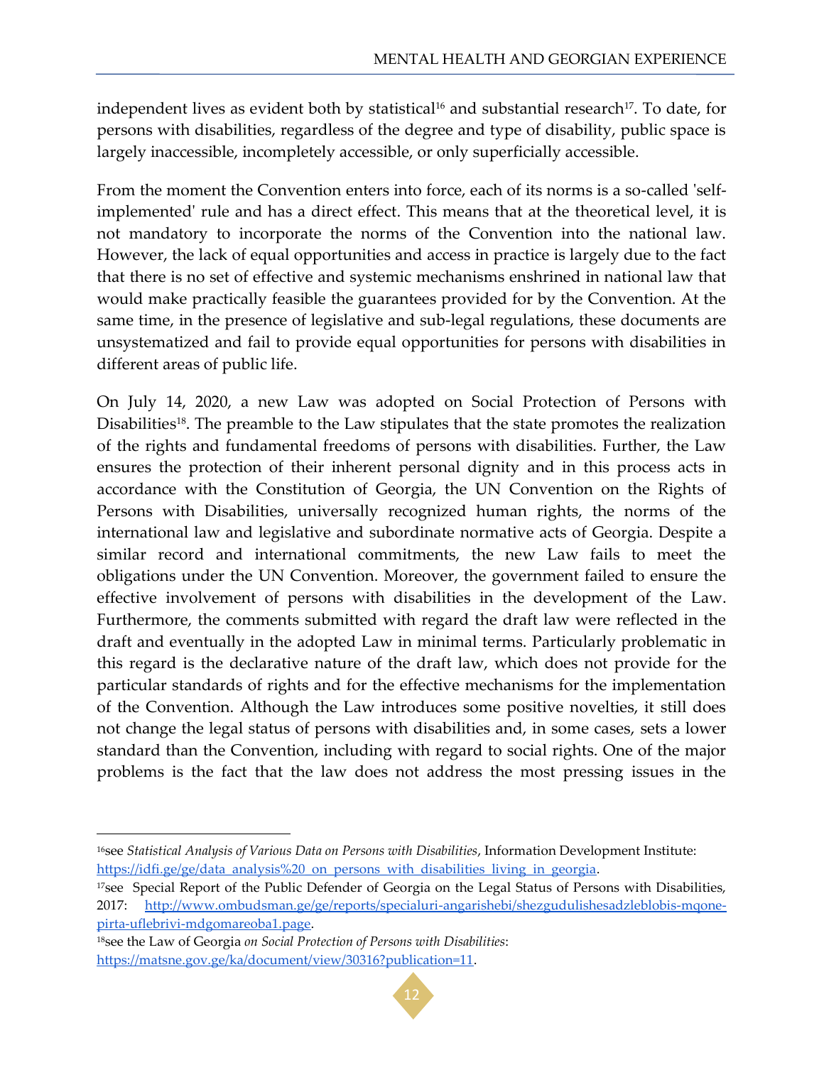independent lives as evident both by statistical[16] and substantial research[17]. To date, for persons with disabilities, regardless of the degree and type of disability, public space is largely inaccessible, incompletely accessible, or only superficially accessible.

From the moment the Convention enters into force, each of its norms is a so-called 'self-implemented' rule and has a direct effect. This means that at the theoretical level, it is not mandatory to incorporate the norms of the Convention into the national law. However, the lack of equal opportunities and access in practice is largely due to the fact that there is no set of effective and systemic mechanisms enshrined in national law that would make practically feasible the guarantees provided for by the Convention. At the same time, in the presence of legislative and sub-legal regulations, these documents are unsystematized and fail to provide equal opportunities for persons with disabilities in different areas of public life.

On July 14, 2020, a new Law was adopted on Social Protection of Persons with Disabilities[18]. The preamble to the Law stipulates that the state promotes the realization of the rights and fundamental freedoms of persons with disabilities. Further, the Law ensures the protection of their inherent personal dignity and in this process acts in accordance with the Constitution of Georgia, the UN Convention on the Rights of Persons with Disabilities, universally recognized human rights, the norms of the international law and legislative and subordinate normative acts of Georgia. Despite a similar record and international commitments, the new Law fails to meet the obligations under the UN Convention. Moreover, the government failed to ensure the effective involvement of persons with disabilities in the development of the Law. Furthermore, the comments submitted with regard the draft law were reflected in the draft and eventually in the adopted Law in minimal terms. Particularly problematic in this regard is the declarative nature of the draft law, which does not provide for the particular standards of rights and for the effective mechanisms for the implementation of the Convention. Although the Law introduces some positive novelties, it still does not change the legal status of persons with disabilities and, in some cases, sets a lower standard than the Convention, including with regard to social rights. One of the major problems is the fact that the law does not address the most pressing issues in the

---

[16]see *Statistical Analysis of Various Data on Persons with Disabilities*, Information Development Institute: https://idfi.ge/ge/data_analysis%20_on_persons_with_disabilities_living_in_georgia.

[17]see Special Report of the Public Defender of Georgia on the Legal Status of Persons with Disabilities, 2017: http://www.ombudsman.ge/ge/reports/specialuri-angarishebi/shezgudulishesadzleblobis-mqone-pirta-uflebrivi-mdgomareoba1.page.

[18]see the Law of Georgia *on Social Protection of Persons with Disabilities*: https://matsne.gov.ge/ka/document/view/30316?publication=11.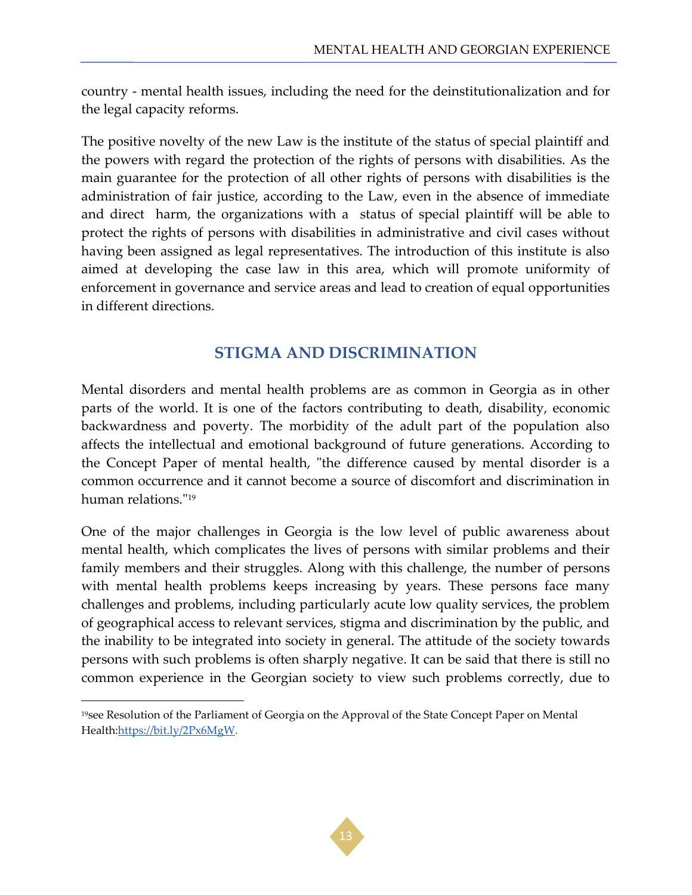country - mental health issues, including the need for the deinstitutionalization and for the legal capacity reforms.

The positive novelty of the new Law is the institute of the status of special plaintiff and the powers with regard the protection of the rights of persons with disabilities. As the main guarantee for the protection of all other rights of persons with disabilities is the administration of fair justice, according to the Law, even in the absence of immediate and direct harm, the organizations with a status of special plaintiff will be able to protect the rights of persons with disabilities in administrative and civil cases without having been assigned as legal representatives. The introduction of this institute is also aimed at developing the case law in this area, which will promote uniformity of enforcement in governance and service areas and lead to creation of equal opportunities in different directions.

## STIGMA AND DISCRIMINATION

Mental disorders and mental health problems are as common in Georgia as in other parts of the world. It is one of the factors contributing to death, disability, economic backwardness and poverty. The morbidity of the adult part of the population also affects the intellectual and emotional background of future generations. According to the Concept Paper of mental health, "the difference caused by mental disorder is a common occurrence and it cannot become a source of discomfort and discrimination in human relations."[19]

One of the major challenges in Georgia is the low level of public awareness about mental health, which complicates the lives of persons with similar problems and their family members and their struggles. Along with this challenge, the number of persons with mental health problems keeps increasing by years. These persons face many challenges and problems, including particularly acute low quality services, the problem of geographical access to relevant services, stigma and discrimination by the public, and the inability to be integrated into society in general. The attitude of the society towards persons with such problems is often sharply negative. It can be said that there is still no common experience in the Georgian society to view such problems correctly, due to

---

[19] see Resolution of the Parliament of Georgia on the Approval of the State Concept Paper on Mental Health: https://bit.ly/2Px6MgW.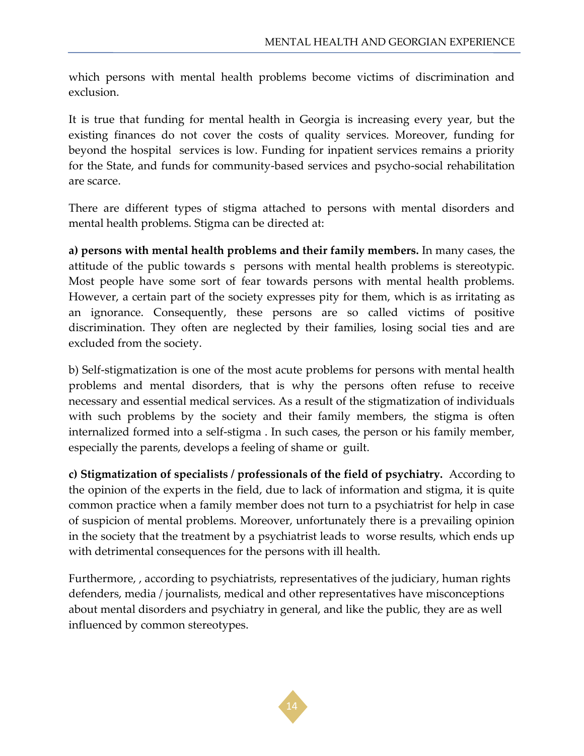which persons with mental health problems become victims of discrimination and exclusion.

It is true that funding for mental health in Georgia is increasing every year, but the existing finances do not cover the costs of quality services. Moreover, funding for beyond the hospital services is low. Funding for inpatient services remains a priority for the State, and funds for community-based services and psycho-social rehabilitation are scarce.

There are different types of stigma attached to persons with mental disorders and mental health problems. Stigma can be directed at:

**a) persons with mental health problems and their family members.** In many cases, the attitude of the public towards s persons with mental health problems is stereotypic. Most people have some sort of fear towards persons with mental health problems. However, a certain part of the society expresses pity for them, which is as irritating as an ignorance. Consequently, these persons are so called victims of positive discrimination. They often are neglected by their families, losing social ties and are excluded from the society.

b) Self-stigmatization is one of the most acute problems for persons with mental health problems and mental disorders, that is why the persons often refuse to receive necessary and essential medical services. As a result of the stigmatization of individuals with such problems by the society and their family members, the stigma is often internalized formed into a self-stigma . In such cases, the person or his family member, especially the parents, develops a feeling of shame or guilt.

**c) Stigmatization of specialists / professionals of the field of psychiatry.** According to the opinion of the experts in the field, due to lack of information and stigma, it is quite common practice when a family member does not turn to a psychiatrist for help in case of suspicion of mental problems. Moreover, unfortunately there is a prevailing opinion in the society that the treatment by a psychiatrist leads to worse results, which ends up with detrimental consequences for the persons with ill health.

Furthermore, , according to psychiatrists, representatives of the judiciary, human rights defenders, media / journalists, medical and other representatives have misconceptions about mental disorders and psychiatry in general, and like the public, they are as well influenced by common stereotypes.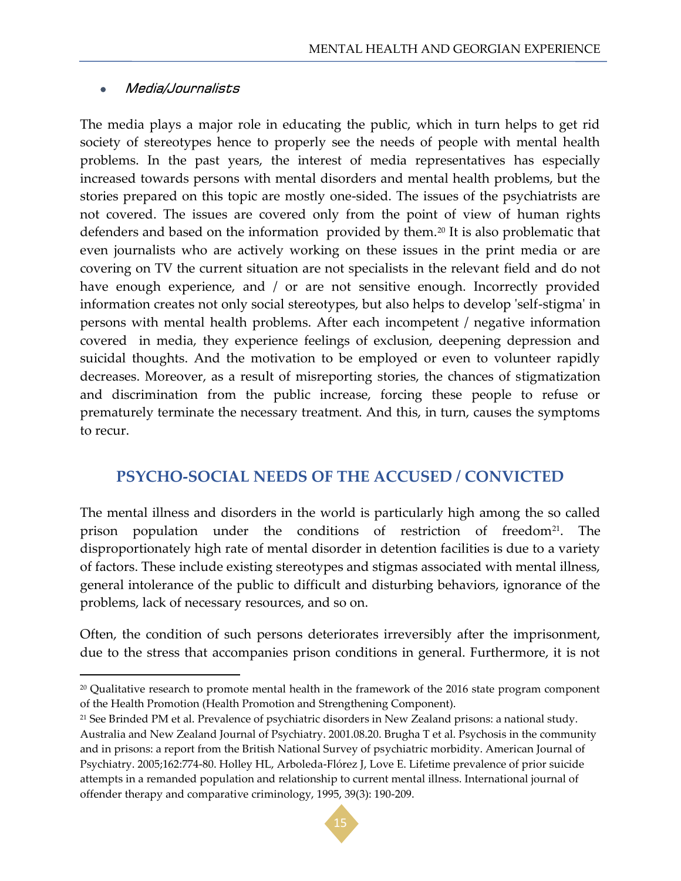- *Media/Journalists*

The media plays a major role in educating the public, which in turn helps to get rid society of stereotypes hence to properly see the needs of people with mental health problems. In the past years, the interest of media representatives has especially increased towards persons with mental disorders and mental health problems, but the stories prepared on this topic are mostly one-sided. The issues of the psychiatrists are not covered. The issues are covered only from the point of view of human rights defenders and based on the information provided by them.[20] It is also problematic that even journalists who are actively working on these issues in the print media or are covering on TV the current situation are not specialists in the relevant field and do not have enough experience, and / or are not sensitive enough. Incorrectly provided information creates not only social stereotypes, but also helps to develop 'self-stigma' in persons with mental health problems. After each incompetent / negative information covered in media, they experience feelings of exclusion, deepening depression and suicidal thoughts. And the motivation to be employed or even to volunteer rapidly decreases. Moreover, as a result of misreporting stories, the chances of stigmatization and discrimination from the public increase, forcing these people to refuse or prematurely terminate the necessary treatment. And this, in turn, causes the symptoms to recur.

## PSYCHO-SOCIAL NEEDS OF THE ACCUSED / CONVICTED

The mental illness and disorders in the world is particularly high among the so called prison population under the conditions of restriction of freedom[21]. The disproportionately high rate of mental disorder in detention facilities is due to a variety of factors. These include existing stereotypes and stigmas associated with mental illness, general intolerance of the public to difficult and disturbing behaviors, ignorance of the problems, lack of necessary resources, and so on.

Often, the condition of such persons deteriorates irreversibly after the imprisonment, due to the stress that accompanies prison conditions in general. Furthermore, it is not

---

[20] Qualitative research to promote mental health in the framework of the 2016 state program component of the Health Promotion (Health Promotion and Strengthening Component).

[21] See Brinded PM et al. Prevalence of psychiatric disorders in New Zealand prisons: a national study. Australia and New Zealand Journal of Psychiatry. 2001.08.20. Brugha T et al. Psychosis in the community and in prisons: a report from the British National Survey of psychiatric morbidity. American Journal of Psychiatry. 2005;162:774-80. Holley HL, Arboleda-Flórez J, Love E. Lifetime prevalence of prior suicide attempts in a remanded population and relationship to current mental illness. International journal of offender therapy and comparative criminology, 1995, 39(3): 190-209.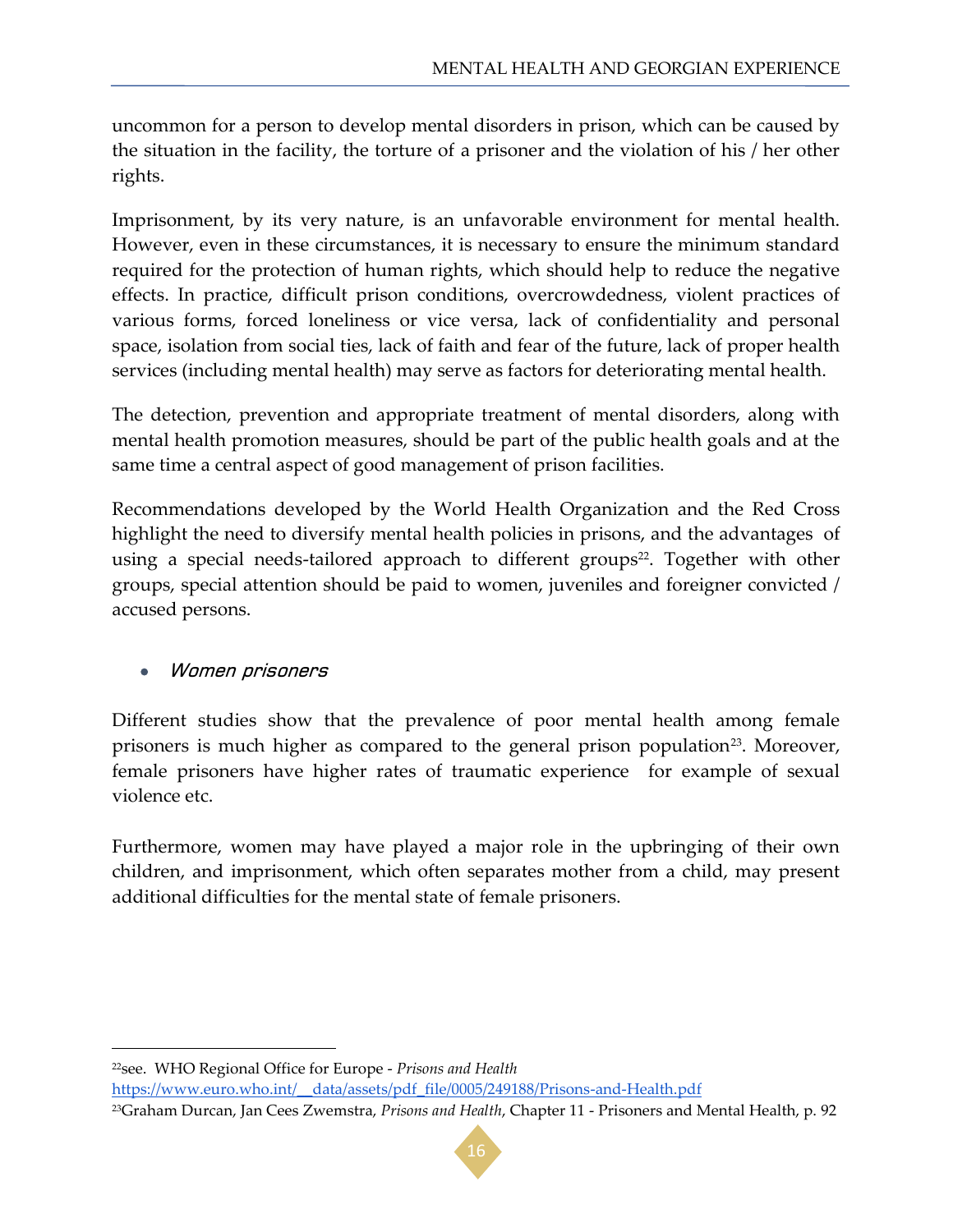uncommon for a person to develop mental disorders in prison, which can be caused by the situation in the facility, the torture of a prisoner and the violation of his / her other rights.

Imprisonment, by its very nature, is an unfavorable environment for mental health. However, even in these circumstances, it is necessary to ensure the minimum standard required for the protection of human rights, which should help to reduce the negative effects. In practice, difficult prison conditions, overcrowdedness, violent practices of various forms, forced loneliness or vice versa, lack of confidentiality and personal space, isolation from social ties, lack of faith and fear of the future, lack of proper health services (including mental health) may serve as factors for deteriorating mental health.

The detection, prevention and appropriate treatment of mental disorders, along with mental health promotion measures, should be part of the public health goals and at the same time a central aspect of good management of prison facilities.

Recommendations developed by the World Health Organization and the Red Cross highlight the need to diversify mental health policies in prisons, and the advantages of using a special needs-tailored approach to different groups[22]. Together with other groups, special attention should be paid to women, juveniles and foreigner convicted / accused persons.

- *Women prisoners*

Different studies show that the prevalence of poor mental health among female prisoners is much higher as compared to the general prison population[23]. Moreover, female prisoners have higher rates of traumatic experience for example of sexual violence etc.

Furthermore, women may have played a major role in the upbringing of their own children, and imprisonment, which often separates mother from a child, may present additional difficulties for the mental state of female prisoners.

---

[22]see. WHO Regional Office for Europe - *Prisons and Health* https://www.euro.who.int/__data/assets/pdf_file/0005/249188/Prisons-and-Health.pdf

[23]Graham Durcan, Jan Cees Zwemstra, *Prisons and Health*, Chapter 11 - Prisoners and Mental Health, p. 92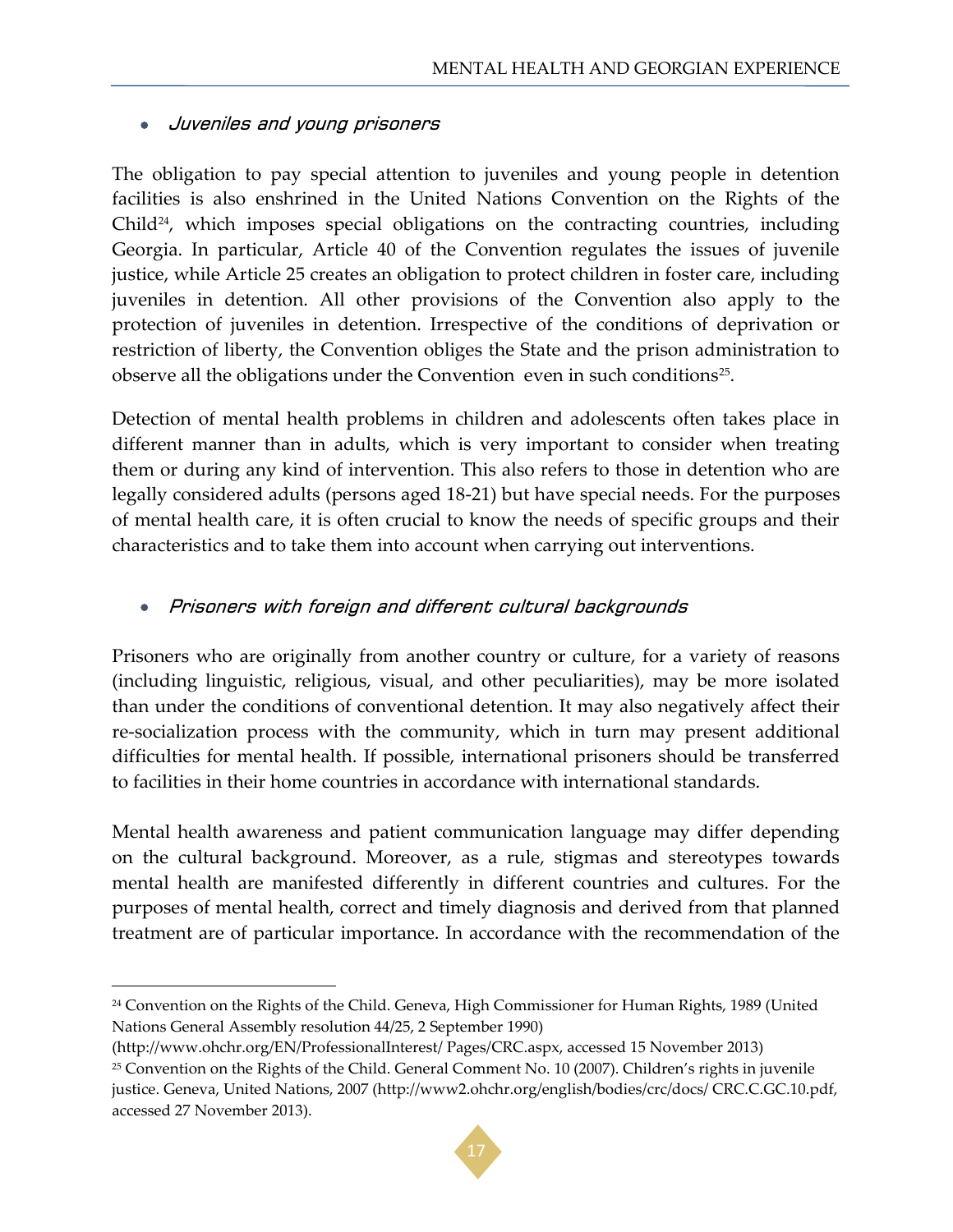- ***Juveniles and young prisoners***

The obligation to pay special attention to juveniles and young people in detention facilities is also enshrined in the United Nations Convention on the Rights of the Child[24], which imposes special obligations on the contracting countries, including Georgia. In particular, Article 40 of the Convention regulates the issues of juvenile justice, while Article 25 creates an obligation to protect children in foster care, including juveniles in detention. All other provisions of the Convention also apply to the protection of juveniles in detention. Irrespective of the conditions of deprivation or restriction of liberty, the Convention obliges the State and the prison administration to observe all the obligations under the Convention even in such conditions[25].

Detection of mental health problems in children and adolescents often takes place in different manner than in adults, which is very important to consider when treating them or during any kind of intervention. This also refers to those in detention who are legally considered adults (persons aged 18-21) but have special needs. For the purposes of mental health care, it is often crucial to know the needs of specific groups and their characteristics and to take them into account when carrying out interventions.

- ***Prisoners with foreign and different cultural backgrounds***

Prisoners who are originally from another country or culture, for a variety of reasons (including linguistic, religious, visual, and other peculiarities), may be more isolated than under the conditions of conventional detention. It may also negatively affect their re-socialization process with the community, which in turn may present additional difficulties for mental health. If possible, international prisoners should be transferred to facilities in their home countries in accordance with international standards.

Mental health awareness and patient communication language may differ depending on the cultural background. Moreover, as a rule, stigmas and stereotypes towards mental health are manifested differently in different countries and cultures. For the purposes of mental health, correct and timely diagnosis and derived from that planned treatment are of particular importance. In accordance with the recommendation of the

---

[24] Convention on the Rights of the Child. Geneva, High Commissioner for Human Rights, 1989 (United Nations General Assembly resolution 44/25, 2 September 1990) (http://www.ohchr.org/EN/ProfessionalInterest/ Pages/CRC.aspx, accessed 15 November 2013)

[25] Convention on the Rights of the Child. General Comment No. 10 (2007). Children's rights in juvenile justice. Geneva, United Nations, 2007 (http://www2.ohchr.org/english/bodies/crc/docs/ CRC.C.GC.10.pdf, accessed 27 November 2013).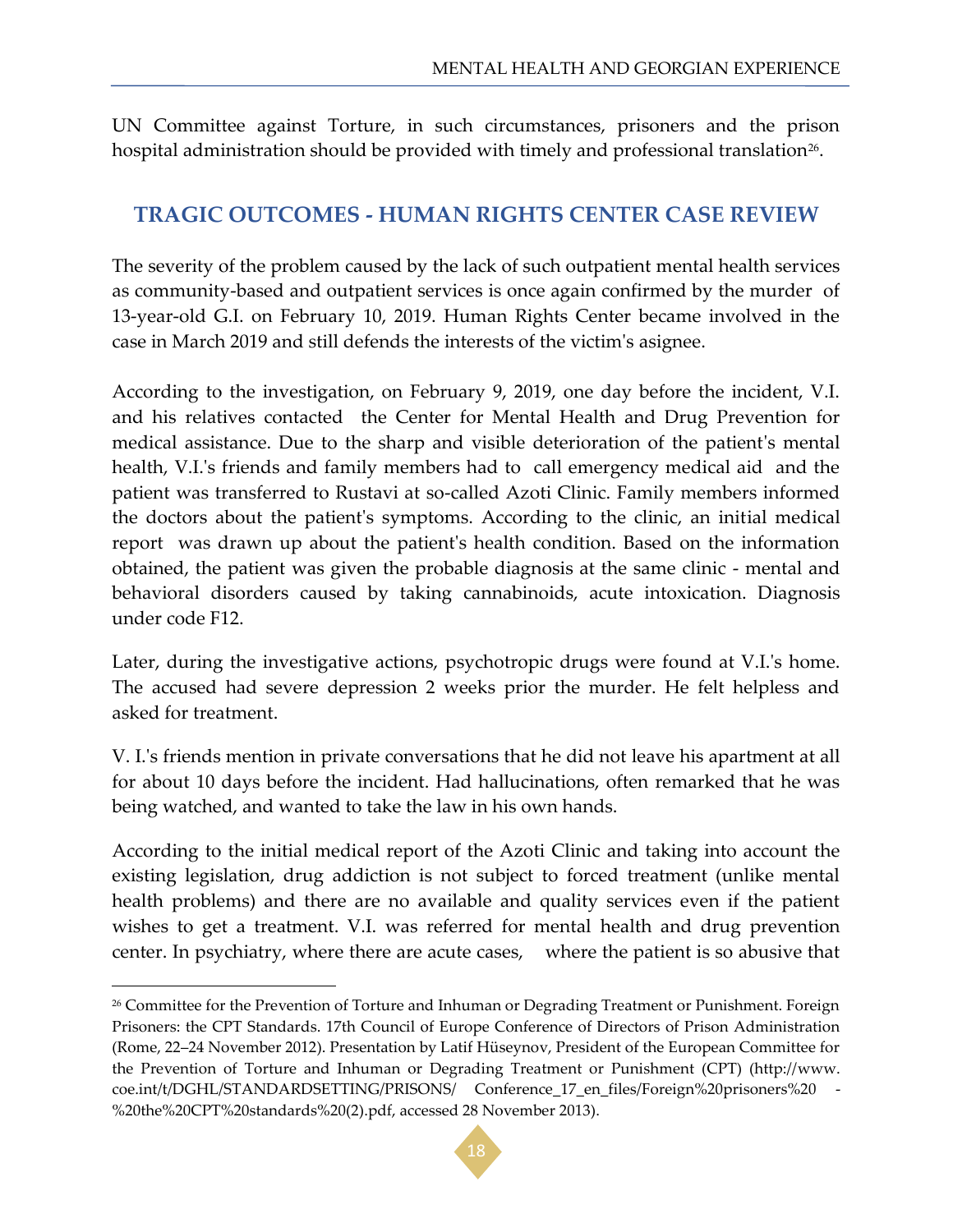UN Committee against Torture, in such circumstances, prisoners and the prison hospital administration should be provided with timely and professional translation[26].

## TRAGIC OUTCOMES - HUMAN RIGHTS CENTER CASE REVIEW

The severity of the problem caused by the lack of such outpatient mental health services as community-based and outpatient services is once again confirmed by the murder of 13-year-old G.I. on February 10, 2019. Human Rights Center became involved in the case in March 2019 and still defends the interests of the victim's asignee.

According to the investigation, on February 9, 2019, one day before the incident, V.I. and his relatives contacted the Center for Mental Health and Drug Prevention for medical assistance. Due to the sharp and visible deterioration of the patient's mental health, V.I.'s friends and family members had to call emergency medical aid and the patient was transferred to Rustavi at so-called Azoti Clinic. Family members informed the doctors about the patient's symptoms. According to the clinic, an initial medical report was drawn up about the patient's health condition. Based on the information obtained, the patient was given the probable diagnosis at the same clinic - mental and behavioral disorders caused by taking cannabinoids, acute intoxication. Diagnosis under code F12.

Later, during the investigative actions, psychotropic drugs were found at V.I.'s home. The accused had severe depression 2 weeks prior the murder. He felt helpless and asked for treatment.

V. I.'s friends mention in private conversations that he did not leave his apartment at all for about 10 days before the incident. Had hallucinations, often remarked that he was being watched, and wanted to take the law in his own hands.

According to the initial medical report of the Azoti Clinic and taking into account the existing legislation, drug addiction is not subject to forced treatment (unlike mental health problems) and there are no available and quality services even if the patient wishes to get a treatment. V.I. was referred for mental health and drug prevention center. In psychiatry, where there are acute cases, where the patient is so abusive that

---

[26] Committee for the Prevention of Torture and Inhuman or Degrading Treatment or Punishment. Foreign Prisoners: the CPT Standards. 17th Council of Europe Conference of Directors of Prison Administration (Rome, 22–24 November 2012). Presentation by Latif Hüseynov, President of the European Committee for the Prevention of Torture and Inhuman or Degrading Treatment or Punishment (CPT) (http://www.coe.int/t/DGHL/STANDARDSETTING/PRISONS/ Conference_17_en_files/Foreign%20prisoners%20 - %20the%20CPT%20standards%20(2).pdf, accessed 28 November 2013).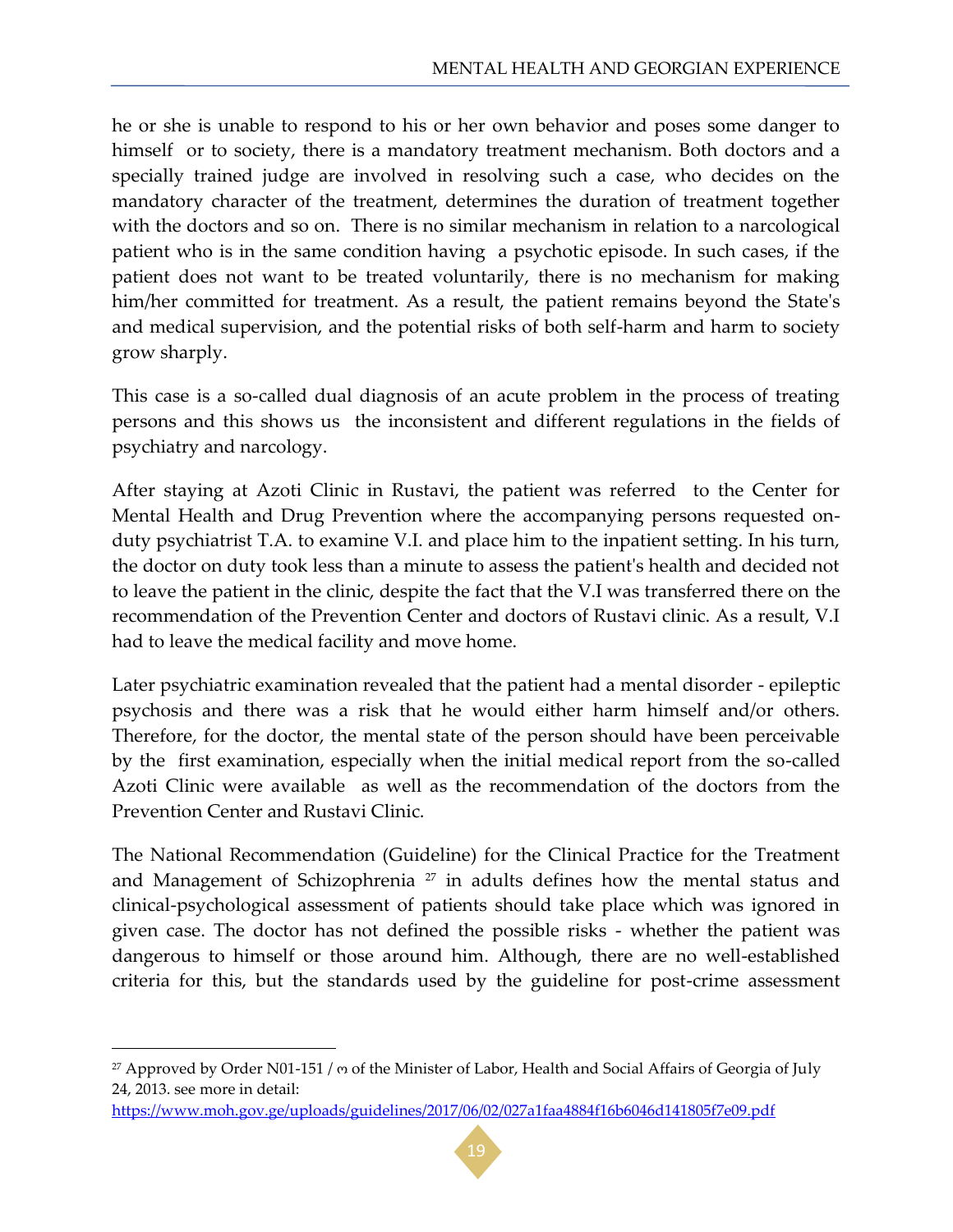he or she is unable to respond to his or her own behavior and poses some danger to himself or to society, there is a mandatory treatment mechanism. Both doctors and a specially trained judge are involved in resolving such a case, who decides on the mandatory character of the treatment, determines the duration of treatment together with the doctors and so on. There is no similar mechanism in relation to a narcological patient who is in the same condition having a psychotic episode. In such cases, if the patient does not want to be treated voluntarily, there is no mechanism for making him/her committed for treatment. As a result, the patient remains beyond the State's and medical supervision, and the potential risks of both self-harm and harm to society grow sharply.

This case is a so-called dual diagnosis of an acute problem in the process of treating persons and this shows us the inconsistent and different regulations in the fields of psychiatry and narcology.

After staying at Azoti Clinic in Rustavi, the patient was referred to the Center for Mental Health and Drug Prevention where the accompanying persons requested on-duty psychiatrist T.A. to examine V.I. and place him to the inpatient setting. In his turn, the doctor on duty took less than a minute to assess the patient's health and decided not to leave the patient in the clinic, despite the fact that the V.I was transferred there on the recommendation of the Prevention Center and doctors of Rustavi clinic. As a result, V.I had to leave the medical facility and move home.

Later psychiatric examination revealed that the patient had a mental disorder - epileptic psychosis and there was a risk that he would either harm himself and/or others. Therefore, for the doctor, the mental state of the person should have been perceivable by the first examination, especially when the initial medical report from the so-called Azoti Clinic were available as well as the recommendation of the doctors from the Prevention Center and Rustavi Clinic.

The National Recommendation (Guideline) for the Clinical Practice for the Treatment and Management of Schizophrenia [27] in adults defines how the mental status and clinical-psychological assessment of patients should take place which was ignored in given case. The doctor has not defined the possible risks - whether the patient was dangerous to himself or those around him. Although, there are no well-established criteria for this, but the standards used by the guideline for post-crime assessment

---

[27] Approved by Order N01-151 / ო of the Minister of Labor, Health and Social Affairs of Georgia of July 24, 2013. see more in detail: https://www.moh.gov.ge/uploads/guidelines/2017/06/02/027a1faa4884f16b6046d141805f7e09.pdf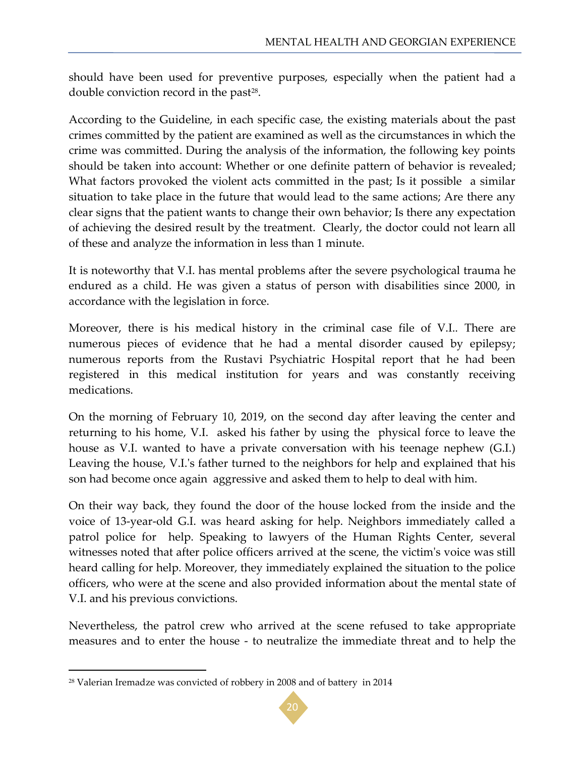should have been used for preventive purposes, especially when the patient had a double conviction record in the past[28].

According to the Guideline, in each specific case, the existing materials about the past crimes committed by the patient are examined as well as the circumstances in which the crime was committed. During the analysis of the information, the following key points should be taken into account: Whether or one definite pattern of behavior is revealed; What factors provoked the violent acts committed in the past; Is it possible a similar situation to take place in the future that would lead to the same actions; Are there any clear signs that the patient wants to change their own behavior; Is there any expectation of achieving the desired result by the treatment. Clearly, the doctor could not learn all of these and analyze the information in less than 1 minute.

It is noteworthy that V.I. has mental problems after the severe psychological trauma he endured as a child. He was given a status of person with disabilities since 2000, in accordance with the legislation in force.

Moreover, there is his medical history in the criminal case file of V.I.. There are numerous pieces of evidence that he had a mental disorder caused by epilepsy; numerous reports from the Rustavi Psychiatric Hospital report that he had been registered in this medical institution for years and was constantly receiving medications.

On the morning of February 10, 2019, on the second day after leaving the center and returning to his home, V.I. asked his father by using the physical force to leave the house as V.I. wanted to have a private conversation with his teenage nephew (G.I.) Leaving the house, V.I.'s father turned to the neighbors for help and explained that his son had become once again aggressive and asked them to help to deal with him.

On their way back, they found the door of the house locked from the inside and the voice of 13-year-old G.I. was heard asking for help. Neighbors immediately called a patrol police for help. Speaking to lawyers of the Human Rights Center, several witnesses noted that after police officers arrived at the scene, the victim's voice was still heard calling for help. Moreover, they immediately explained the situation to the police officers, who were at the scene and also provided information about the mental state of V.I. and his previous convictions.

Nevertheless, the patrol crew who arrived at the scene refused to take appropriate measures and to enter the house - to neutralize the immediate threat and to help the

---

[28] Valerian Iremadze was convicted of robbery in 2008 and of battery in 2014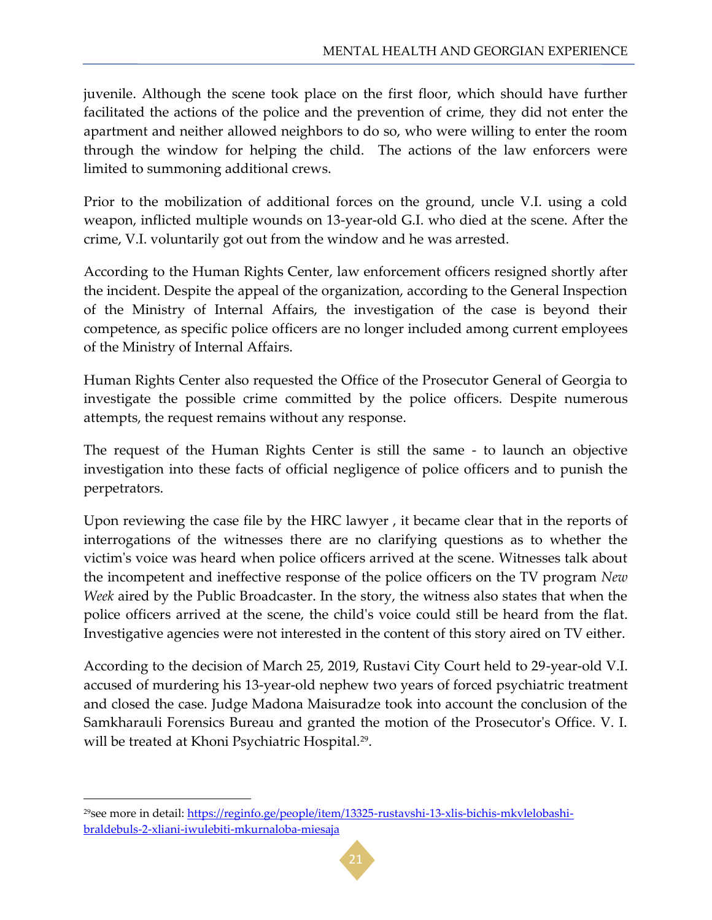juvenile. Although the scene took place on the first floor, which should have further facilitated the actions of the police and the prevention of crime, they did not enter the apartment and neither allowed neighbors to do so, who were willing to enter the room through the window for helping the child. The actions of the law enforcers were limited to summoning additional crews.

Prior to the mobilization of additional forces on the ground, uncle V.I. using a cold weapon, inflicted multiple wounds on 13-year-old G.I. who died at the scene. After the crime, V.I. voluntarily got out from the window and he was arrested.

According to the Human Rights Center, law enforcement officers resigned shortly after the incident. Despite the appeal of the organization, according to the General Inspection of the Ministry of Internal Affairs, the investigation of the case is beyond their competence, as specific police officers are no longer included among current employees of the Ministry of Internal Affairs.

Human Rights Center also requested the Office of the Prosecutor General of Georgia to investigate the possible crime committed by the police officers. Despite numerous attempts, the request remains without any response.

The request of the Human Rights Center is still the same - to launch an objective investigation into these facts of official negligence of police officers and to punish the perpetrators.

Upon reviewing the case file by the HRC lawyer , it became clear that in the reports of interrogations of the witnesses there are no clarifying questions as to whether the victim's voice was heard when police officers arrived at the scene. Witnesses talk about the incompetent and ineffective response of the police officers on the TV program *New Week* aired by the Public Broadcaster. In the story, the witness also states that when the police officers arrived at the scene, the child's voice could still be heard from the flat. Investigative agencies were not interested in the content of this story aired on TV either.

According to the decision of March 25, 2019, Rustavi City Court held to 29-year-old V.I. accused of murdering his 13-year-old nephew two years of forced psychiatric treatment and closed the case. Judge Madona Maisuradze took into account the conclusion of the Samkharauli Forensics Bureau and granted the motion of the Prosecutor's Office. V. I. will be treated at Khoni Psychiatric Hospital.[29].

---

[29]see more in detail: https://reginfo.ge/people/item/13325-rustavshi-13-xlis-bichis-mkvlelobashi-braldebuls-2-xliani-iwulebiti-mkurnaloba-miesaja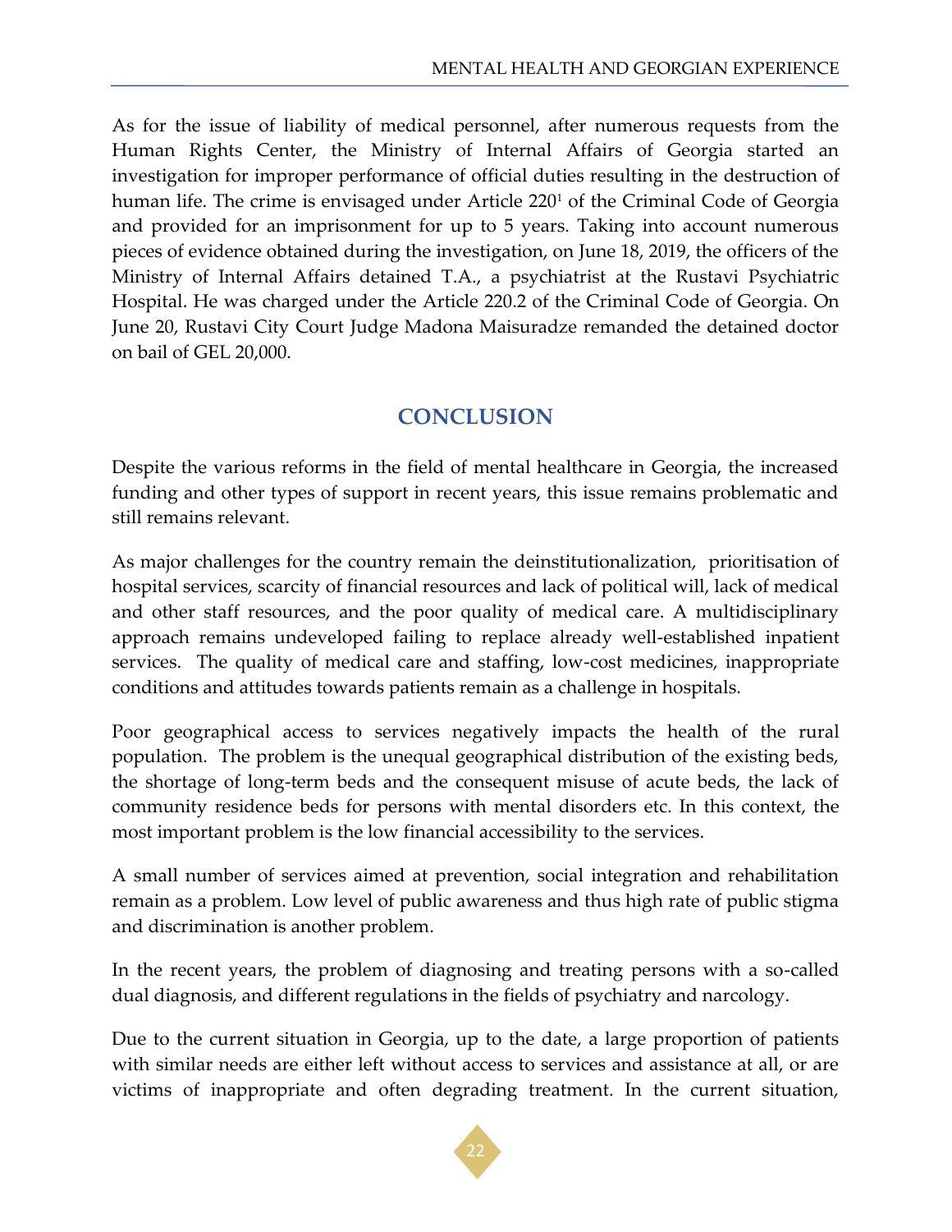As for the issue of liability of medical personnel, after numerous requests from the Human Rights Center, the Ministry of Internal Affairs of Georgia started an investigation for improper performance of official duties resulting in the destruction of human life. The crime is envisaged under Article 220[1] of the Criminal Code of Georgia and provided for an imprisonment for up to 5 years. Taking into account numerous pieces of evidence obtained during the investigation, on June 18, 2019, the officers of the Ministry of Internal Affairs detained T.A., a psychiatrist at the Rustavi Psychiatric Hospital. He was charged under the Article 220.2 of the Criminal Code of Georgia. On June 20, Rustavi City Court Judge Madona Maisuradze remanded the detained doctor on bail of GEL 20,000.

## CONCLUSION

Despite the various reforms in the field of mental healthcare in Georgia, the increased funding and other types of support in recent years, this issue remains problematic and still remains relevant.

As major challenges for the country remain the deinstitutionalization, prioritisation of hospital services, scarcity of financial resources and lack of political will, lack of medical and other staff resources, and the poor quality of medical care. A multidisciplinary approach remains undeveloped failing to replace already well-established inpatient services. The quality of medical care and staffing, low-cost medicines, inappropriate conditions and attitudes towards patients remain as a challenge in hospitals.

Poor geographical access to services negatively impacts the health of the rural population. The problem is the unequal geographical distribution of the existing beds, the shortage of long-term beds and the consequent misuse of acute beds, the lack of community residence beds for persons with mental disorders etc. In this context, the most important problem is the low financial accessibility to the services.

A small number of services aimed at prevention, social integration and rehabilitation remain as a problem. Low level of public awareness and thus high rate of public stigma and discrimination is another problem.

In the recent years, the problem of diagnosing and treating persons with a so-called dual diagnosis, and different regulations in the fields of psychiatry and narcology.

Due to the current situation in Georgia, up to the date, a large proportion of patients with similar needs are either left without access to services and assistance at all, or are victims of inappropriate and often degrading treatment. In the current situation,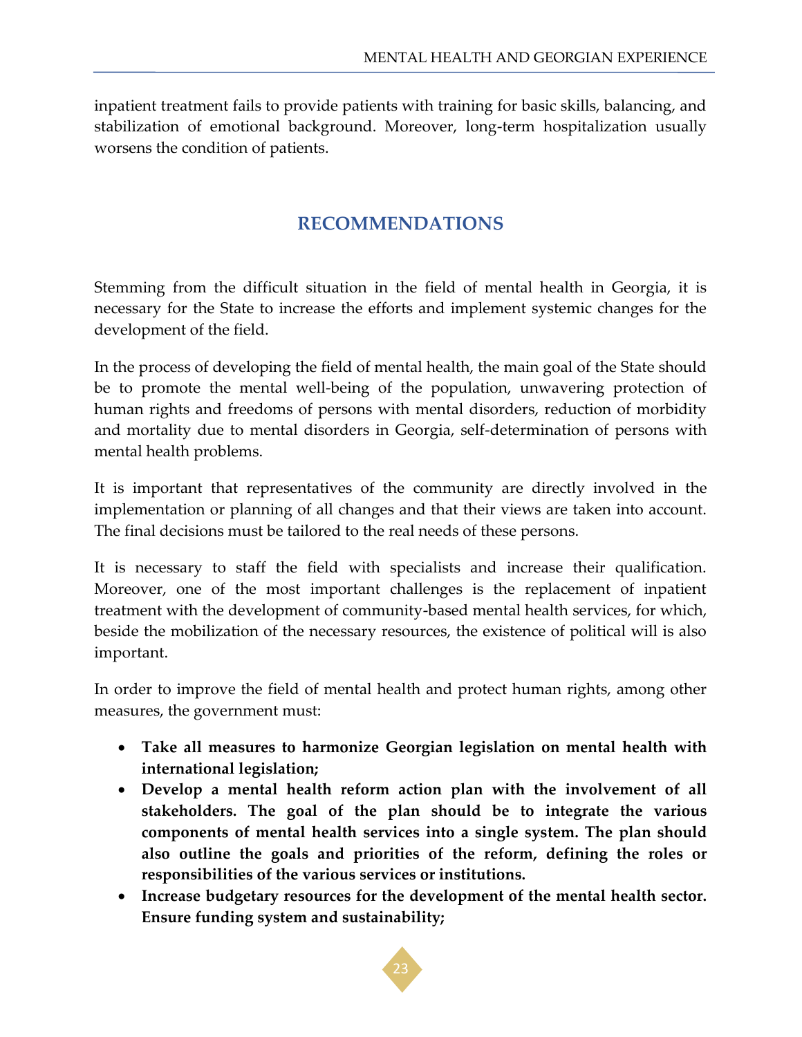inpatient treatment fails to provide patients with training for basic skills, balancing, and stabilization of emotional background. Moreover, long-term hospitalization usually worsens the condition of patients.

## RECOMMENDATIONS

Stemming from the difficult situation in the field of mental health in Georgia, it is necessary for the State to increase the efforts and implement systemic changes for the development of the field.

In the process of developing the field of mental health, the main goal of the State should be to promote the mental well-being of the population, unwavering protection of human rights and freedoms of persons with mental disorders, reduction of morbidity and mortality due to mental disorders in Georgia, self-determination of persons with mental health problems.

It is important that representatives of the community are directly involved in the implementation or planning of all changes and that their views are taken into account. The final decisions must be tailored to the real needs of these persons.

It is necessary to staff the field with specialists and increase their qualification. Moreover, one of the most important challenges is the replacement of inpatient treatment with the development of community-based mental health services, for which, beside the mobilization of the necessary resources, the existence of political will is also important.

In order to improve the field of mental health and protect human rights, among other measures, the government must:

- **Take all measures to harmonize Georgian legislation on mental health with international legislation;**
- **Develop a mental health reform action plan with the involvement of all stakeholders. The goal of the plan should be to integrate the various components of mental health services into a single system. The plan should also outline the goals and priorities of the reform, defining the roles or responsibilities of the various services or institutions.**
- **Increase budgetary resources for the development of the mental health sector. Ensure funding system and sustainability;**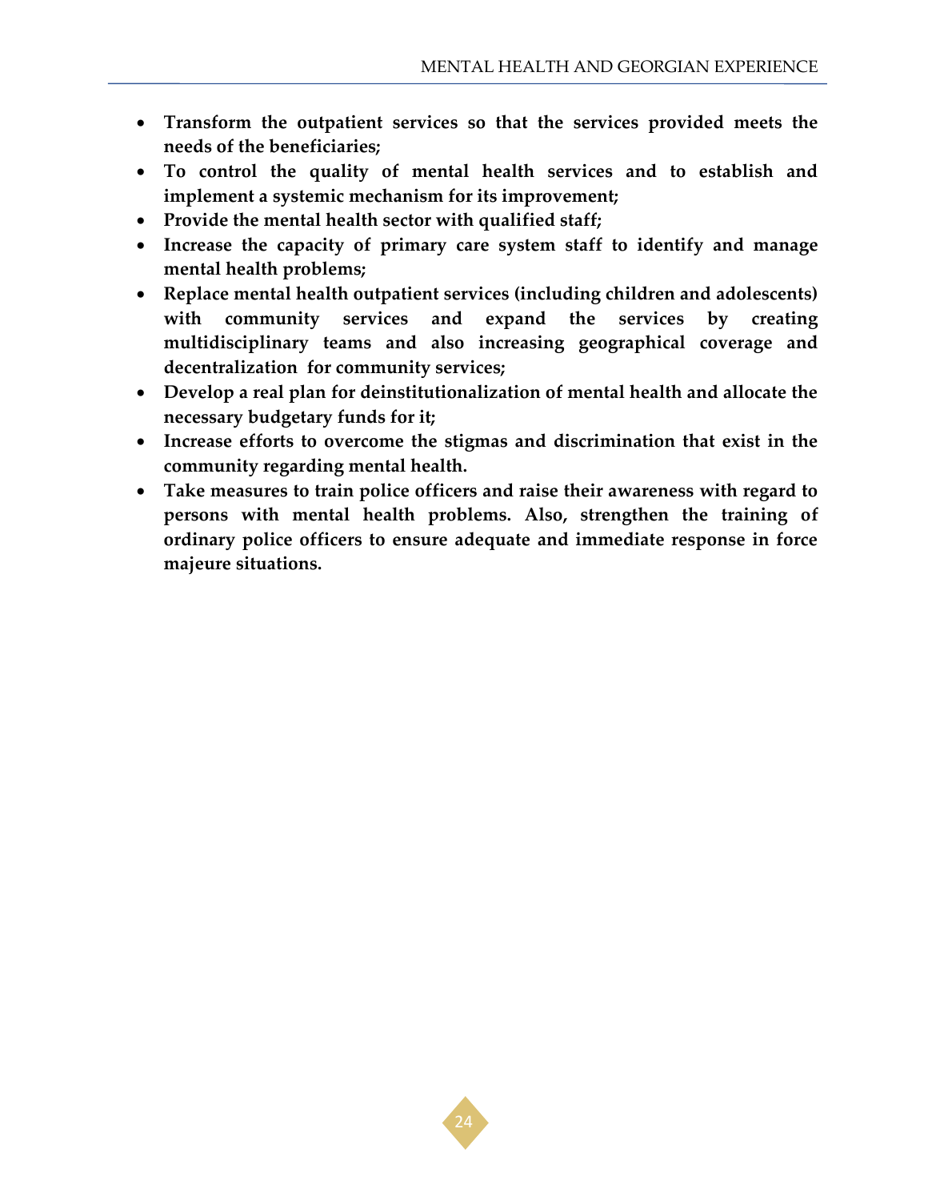- **Transform the outpatient services so that the services provided meets the needs of the beneficiaries;**
- **To control the quality of mental health services and to establish and implement a systemic mechanism for its improvement;**
- **Provide the mental health sector with qualified staff;**
- **Increase the capacity of primary care system staff to identify and manage mental health problems;**
- **Replace mental health outpatient services (including children and adolescents) with community services and expand the services by creating multidisciplinary teams and also increasing geographical coverage and decentralization for community services;**
- **Develop a real plan for deinstitutionalization of mental health and allocate the necessary budgetary funds for it;**
- **Increase efforts to overcome the stigmas and discrimination that exist in the community regarding mental health.**
- **Take measures to train police officers and raise their awareness with regard to persons with mental health problems. Also, strengthen the training of ordinary police officers to ensure adequate and immediate response in force majeure situations.**